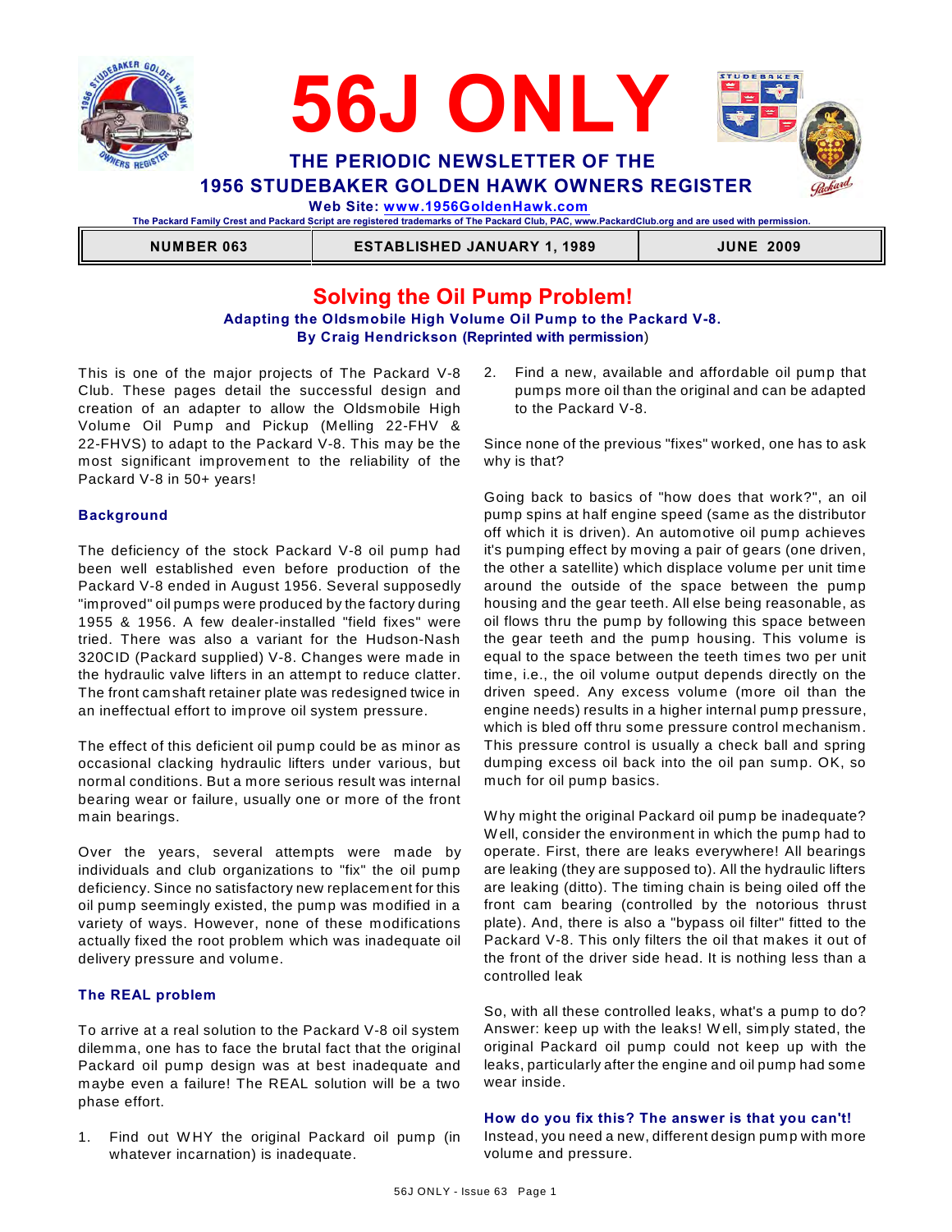# 56J ONLY

## THE PERIODIC NEWSLETTER OF THE 1956 STUDEBAKER GOLDEN HAWK OWNERS REGISTER

**Web Site: www.1956GoldenHawk.com**

The Packard Family Crest and Packard Script are registered trademarks of The Packard Club, PAC, www.PackardClub.org and are used with permission.

| NUMBER 063 | ESTABLISHED JANUARY 1, 1989 | JUNE 2009 |
|---|---|---|

# Solving the Oil Pump Problem!

**Adapting the Oldsmobile High Volume Oil Pump to the Packard V-8.**
**By Craig Hendrickson (Reprinted with permission)**

This is one of the major projects of The Packard V-8 Club. These pages detail the successful design and creation of an adapter to allow the Oldsmobile High Volume Oil Pump and Pickup (Melling 22-FHV & 22-FHVS) to adapt to the Packard V-8. This may be the most significant improvement to the reliability of the Packard V-8 in 50+ years!

### Background

The deficiency of the stock Packard V-8 oil pump had been well established even before production of the Packard V-8 ended in August 1956. Several supposedly "improved" oil pumps were produced by the factory during 1955 & 1956. A few dealer-installed "field fixes" were tried. There was also a variant for the Hudson-Nash 320CID (Packard supplied) V-8. Changes were made in the hydraulic valve lifters in an attempt to reduce clatter. The front camshaft retainer plate was redesigned twice in an ineffectual effort to improve oil system pressure.

The effect of this deficient oil pump could be as minor as occasional clacking hydraulic lifters under various, but normal conditions. But a more serious result was internal bearing wear or failure, usually one or more of the front main bearings.

Over the years, several attempts were made by individuals and club organizations to "fix" the oil pump deficiency. Since no satisfactory new replacement for this oil pump seemingly existed, the pump was modified in a variety of ways. However, none of these modifications actually fixed the root problem which was inadequate oil delivery pressure and volume.

### The REAL problem

To arrive at a real solution to the Packard V-8 oil system dilemma, one has to face the brutal fact that the original Packard oil pump design was at best inadequate and maybe even a failure! The REAL solution will be a two phase effort.

1. Find out WHY the original Packard oil pump (in whatever incarnation) is inadequate.
2. Find a new, available and affordable oil pump that pumps more oil than the original and can be adapted to the Packard V-8.

Since none of the previous "fixes" worked, one has to ask why is that?

Going back to basics of "how does that work?", an oil pump spins at half engine speed (same as the distributor off which it is driven). An automotive oil pump achieves it's pumping effect by moving a pair of gears (one driven, the other a satellite) which displace volume per unit time around the outside of the space between the pump housing and the gear teeth. All else being reasonable, as oil flows thru the pump by following this space between the gear teeth and the pump housing. This volume is equal to the space between the teeth times two per unit time, i.e., the oil volume output depends directly on the driven speed. Any excess volume (more oil than the engine needs) results in a higher internal pump pressure, which is bled off thru some pressure control mechanism. This pressure control is usually a check ball and spring dumping excess oil back into the oil pan sump. OK, so much for oil pump basics.

Why might the original Packard oil pump be inadequate? Well, consider the environment in which the pump had to operate. First, there are leaks everywhere! All bearings are leaking (they are supposed to). All the hydraulic lifters are leaking (ditto). The timing chain is being oiled off the front cam bearing (controlled by the notorious thrust plate). And, there is also a "bypass oil filter" fitted to the Packard V-8. This only filters the oil that makes it out of the front of the driver side head. It is nothing less than a controlled leak

So, with all these controlled leaks, what's a pump to do? Answer: keep up with the leaks! Well, simply stated, the original Packard oil pump could not keep up with the leaks, particularly after the engine and oil pump had some wear inside.

**How do you fix this? The answer is that you can't!**
Instead, you need a new, different design pump with more volume and pressure.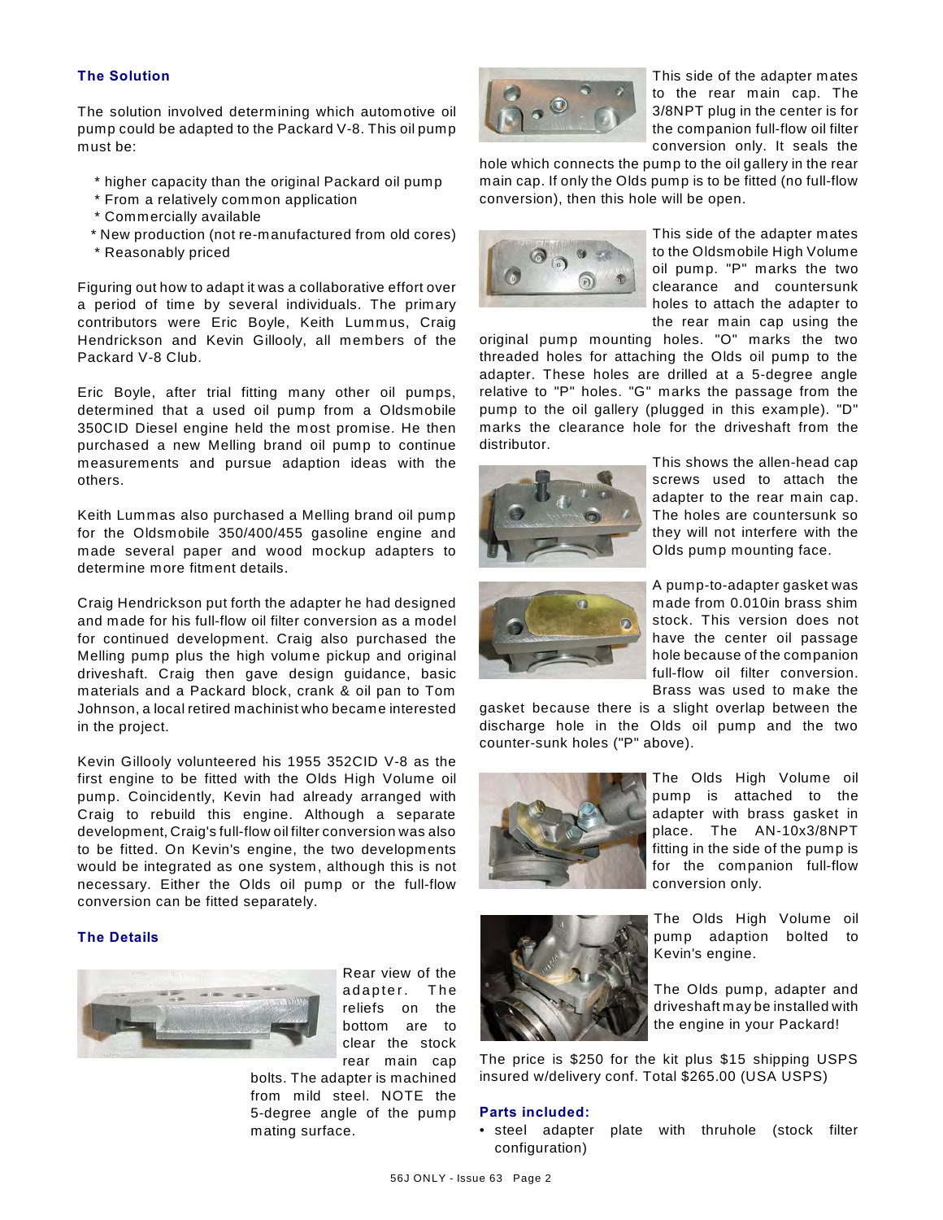### The Solution

The solution involved determining which automotive oil pump could be adapted to the Packard V-8. This oil pump must be:

* higher capacity than the original Packard oil pump
* From a relatively common application
* Commercially available
* New production (not re-manufactured from old cores)
* Reasonably priced

Figuring out how to adapt it was a collaborative effort over a period of time by several individuals. The primary contributors were Eric Boyle, Keith Lummus, Craig Hendrickson and Kevin Gillooly, all members of the Packard V-8 Club.

Eric Boyle, after trial fitting many other oil pumps, determined that a used oil pump from a Oldsmobile 350CID Diesel engine held the most promise. He then purchased a new Melling brand oil pump to continue measurements and pursue adaption ideas with the others.

Keith Lummas also purchased a Melling brand oil pump for the Oldsmobile 350/400/455 gasoline engine and made several paper and wood mockup adapters to determine more fitment details.

Craig Hendrickson put forth the adapter he had designed and made for his full-flow oil filter conversion as a model for continued development. Craig also purchased the Melling pump plus the high volume pickup and original driveshaft. Craig then gave design guidance, basic materials and a Packard block, crank & oil pan to Tom Johnson, a local retired machinist who became interested in the project.

Kevin Gillooly volunteered his 1955 352CID V-8 as the first engine to be fitted with the Olds High Volume oil pump. Coincidently, Kevin had already arranged with Craig to rebuild this engine. Although a separate development, Craig's full-flow oil filter conversion was also to be fitted. On Kevin's engine, the two developments would be integrated as one system, although this is not necessary. Either the Olds oil pump or the full-flow conversion can be fitted separately.

### The Details

Rear view of the adapter. The reliefs on the bottom are to clear the stock rear main cap bolts. The adapter is machined from mild steel. NOTE the 5-degree angle of the pump mating surface.

This side of the adapter mates to the rear main cap. The 3/8NPT plug in the center is for the companion full-flow oil filter conversion only. It seals the hole which connects the pump to the oil gallery in the rear main cap. If only the Olds pump is to be fitted (no full-flow conversion), then this hole will be open.

This side of the adapter mates to the Oldsmobile High Volume oil pump. "P" marks the two clearance and countersunk holes to attach the adapter to the rear main cap using the original pump mounting holes. "O" marks the two threaded holes for attaching the Olds oil pump to the adapter. These holes are drilled at a 5-degree angle relative to "P" holes. "G" marks the passage from the pump to the oil gallery (plugged in this example). "D" marks the clearance hole for the driveshaft from the distributor.

This shows the allen-head cap screws used to attach the adapter to the rear main cap. The holes are countersunk so they will not interfere with the Olds pump mounting face.

A pump-to-adapter gasket was made from 0.010in brass shim stock. This version does not have the center oil passage hole because of the companion full-flow oil filter conversion. Brass was used to make the gasket because there is a slight overlap between the discharge hole in the Olds oil pump and the two counter-sunk holes ("P" above).

The Olds High Volume oil pump is attached to the adapter with brass gasket in place. The AN-10x3/8NPT fitting in the side of the pump is for the companion full-flow conversion only.

The Olds High Volume oil pump adaption bolted to Kevin's engine.

The Olds pump, adapter and driveshaft may be installed with the engine in your Packard!

The price is $250 for the kit plus $15 shipping USPS insured w/delivery conf. Total $265.00 (USA USPS)

### Parts included:

- steel adapter plate with thruhole (stock filter configuration)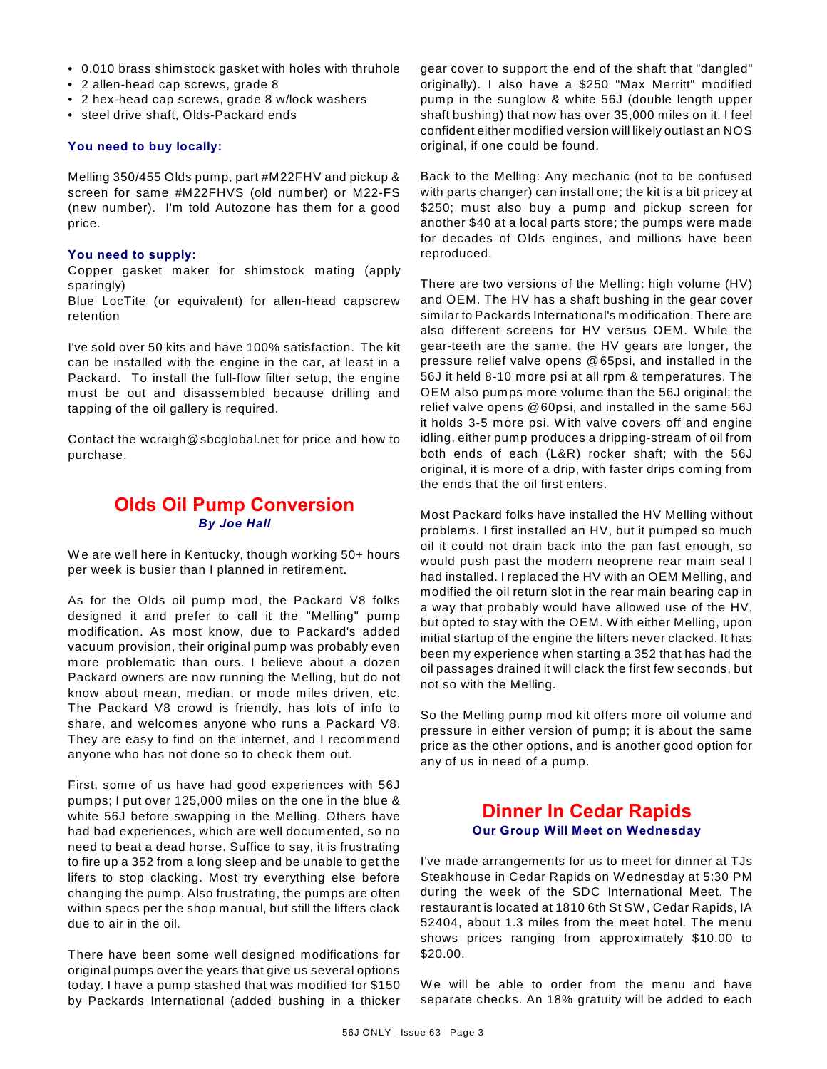- 0.010 brass shimstock gasket with holes with thruhole
- 2 allen-head cap screws, grade 8
- 2 hex-head cap screws, grade 8 w/lock washers
- steel drive shaft, Olds-Packard ends

**You need to buy locally:**

Melling 350/455 Olds pump, part #M22FHV and pickup & screen for same #M22FHVS (old number) or M22-FS (new number). I'm told Autozone has them for a good price.

**You need to supply:**

Copper gasket maker for shimstock mating (apply sparingly)
Blue LocTite (or equivalent) for allen-head capscrew retention

I've sold over 50 kits and have 100% satisfaction. The kit can be installed with the engine in the car, at least in a Packard. To install the full-flow filter setup, the engine must be out and disassembled because drilling and tapping of the oil gallery is required.

Contact the wcraigh@sbcglobal.net for price and how to purchase.

## Olds Oil Pump Conversion

***By Joe Hall***

We are well here in Kentucky, though working 50+ hours per week is busier than I planned in retirement.

As for the Olds oil pump mod, the Packard V8 folks designed it and prefer to call it the "Melling" pump modification. As most know, due to Packard's added vacuum provision, their original pump was probably even more problematic than ours. I believe about a dozen Packard owners are now running the Melling, but do not know about mean, median, or mode miles driven, etc. The Packard V8 crowd is friendly, has lots of info to share, and welcomes anyone who runs a Packard V8. They are easy to find on the internet, and I recommend anyone who has not done so to check them out.

First, some of us have had good experiences with 56J pumps; I put over 125,000 miles on the one in the blue & white 56J before swapping in the Melling. Others have had bad experiences, which are well documented, so no need to beat a dead horse. Suffice to say, it is frustrating to fire up a 352 from a long sleep and be unable to get the lifers to stop clacking. Most try everything else before changing the pump. Also frustrating, the pumps are often within specs per the shop manual, but still the lifters clack due to air in the oil.

There have been some well designed modifications for original pumps over the years that give us several options today. I have a pump stashed that was modified for $150 by Packards International (added bushing in a thicker gear cover to support the end of the shaft that "dangled" originally). I also have a $250 "Max Merritt" modified pump in the sunglow & white 56J (double length upper shaft bushing) that now has over 35,000 miles on it. I feel confident either modified version will likely outlast an NOS original, if one could be found.

Back to the Melling: Any mechanic (not to be confused with parts changer) can install one; the kit is a bit pricey at $250; must also buy a pump and pickup screen for another $40 at a local parts store; the pumps were made for decades of Olds engines, and millions have been reproduced.

There are two versions of the Melling: high volume (HV) and OEM. The HV has a shaft bushing in the gear cover similar to Packards International's modification. There are also different screens for HV versus OEM. While the gear-teeth are the same, the HV gears are longer, the pressure relief valve opens @65psi, and installed in the 56J it held 8-10 more psi at all rpm & temperatures. The OEM also pumps more volume than the 56J original; the relief valve opens @60psi, and installed in the same 56J it holds 3-5 more psi. With valve covers off and engine idling, either pump produces a dripping-stream of oil from both ends of each (L&R) rocker shaft; with the 56J original, it is more of a drip, with faster drips coming from the ends that the oil first enters.

Most Packard folks have installed the HV Melling without problems. I first installed an HV, but it pumped so much oil it could not drain back into the pan fast enough, so would push past the modern neoprene rear main seal I had installed. I replaced the HV with an OEM Melling, and modified the oil return slot in the rear main bearing cap in a way that probably would have allowed use of the HV, but opted to stay with the OEM. With either Melling, upon initial startup of the engine the lifters never clacked. It has been my experience when starting a 352 that has had the oil passages drained it will clack the first few seconds, but not so with the Melling.

So the Melling pump mod kit offers more oil volume and pressure in either version of pump; it is about the same price as the other options, and is another good option for any of us in need of a pump.

## Dinner In Cedar Rapids

**Our Group Will Meet on Wednesday**

I've made arrangements for us to meet for dinner at TJs Steakhouse in Cedar Rapids on Wednesday at 5:30 PM during the week of the SDC International Meet. The restaurant is located at 1810 6th St SW, Cedar Rapids, IA 52404, about 1.3 miles from the meet hotel. The menu shows prices ranging from approximately $10.00 to $20.00.

We will be able to order from the menu and have separate checks. An 18% gratuity will be added to each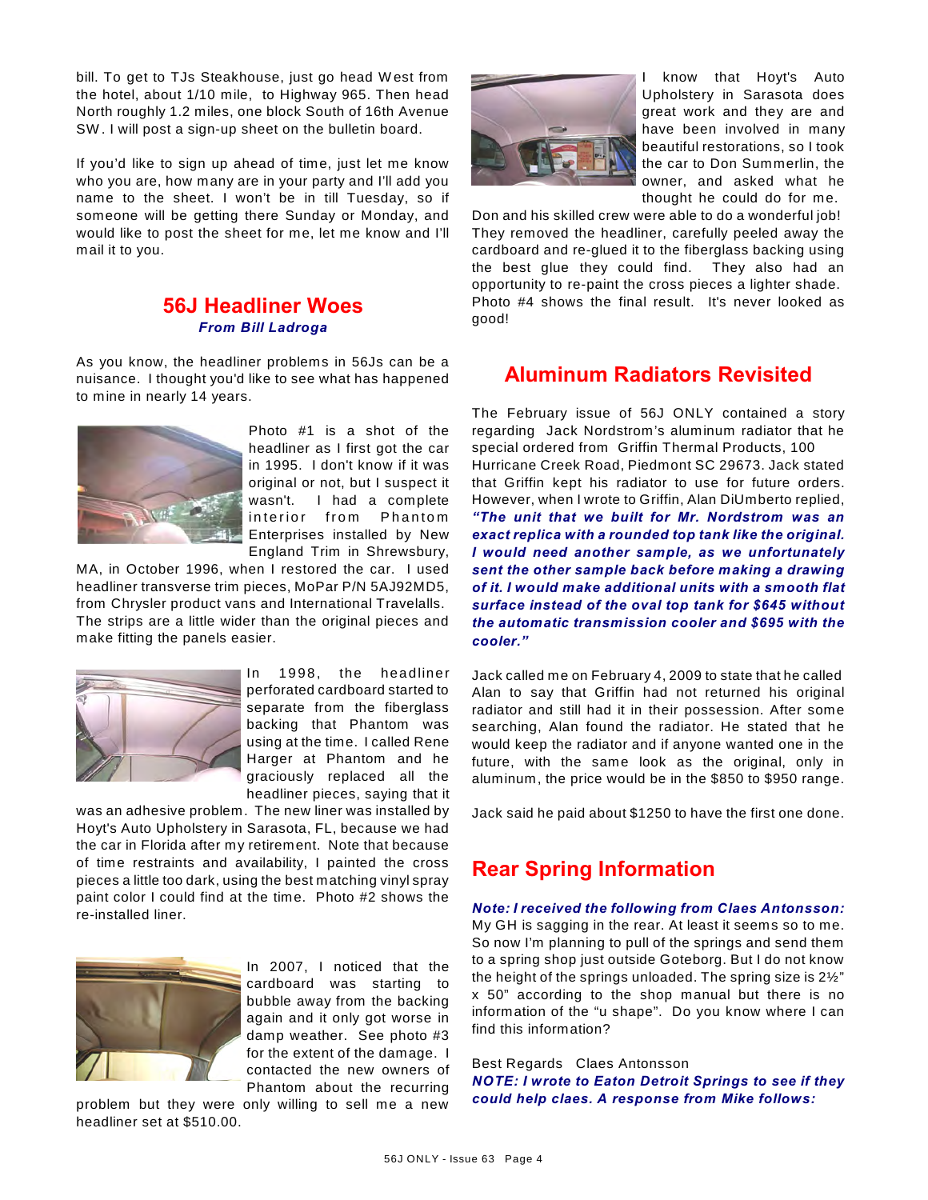bill. To get to TJs Steakhouse, just go head West from the hotel, about 1/10 mile, to Highway 965. Then head North roughly 1.2 miles, one block South of 16th Avenue SW. I will post a sign-up sheet on the bulletin board.

If you'd like to sign up ahead of time, just let me know who you are, how many are in your party and I'll add you name to the sheet. I won't be in till Tuesday, so if someone will be getting there Sunday or Monday, and would like to post the sheet for me, let me know and I'll mail it to you.

## 56J Headliner Woes

***From Bill Ladroga***

As you know, the headliner problems in 56Js can be a nuisance. I thought you'd like to see what has happened to mine in nearly 14 years.

Photo #1 is a shot of the headliner as I first got the car in 1995. I don't know if it was original or not, but I suspect it wasn't. I had a complete interior from Phantom Enterprises installed by New England Trim in Shrewsbury, MA, in October 1996, when I restored the car. I used headliner transverse trim pieces, MoPar P/N 5AJ92MD5, from Chrysler product vans and International Travelalls. The strips are a little wider than the original pieces and make fitting the panels easier.

In 1998, the headliner perforated cardboard started to separate from the fiberglass backing that Phantom was using at the time. I called Rene Harger at Phantom and he graciously replaced all the headliner pieces, saying that it was an adhesive problem. The new liner was installed by Hoyt's Auto Upholstery in Sarasota, FL, because we had the car in Florida after my retirement. Note that because of time restraints and availability, I painted the cross pieces a little too dark, using the best matching vinyl spray paint color I could find at the time. Photo #2 shows the re-installed liner.

In 2007, I noticed that the cardboard was starting to bubble away from the backing again and it only got worse in damp weather. See photo #3 for the extent of the damage. I contacted the new owners of Phantom about the recurring problem but they were only willing to sell me a new headliner set at $510.00.

I know that Hoyt's Auto Upholstery in Sarasota does great work and they are and have been involved in many beautiful restorations, so I took the car to Don Summerlin, the owner, and asked what he thought he could do for me. Don and his skilled crew were able to do a wonderful job! They removed the headliner, carefully peeled away the cardboard and re-glued it to the fiberglass backing using the best glue they could find. They also had an opportunity to re-paint the cross pieces a lighter shade. Photo #4 shows the final result. It's never looked as good!

## Aluminum Radiators Revisited

The February issue of 56J ONLY contained a story regarding Jack Nordstrom's aluminum radiator that he special ordered from Griffin Thermal Products, 100 Hurricane Creek Road, Piedmont SC 29673. Jack stated that Griffin kept his radiator to use for future orders. However, when I wrote to Griffin, Alan DiUmberto replied, ***"The unit that we built for Mr. Nordstrom was an exact replica with a rounded top tank like the original. I would need another sample, as we unfortunately sent the other sample back before making a drawing of it. I would make additional units with a smooth flat surface instead of the oval top tank for $645 without the automatic transmission cooler and $695 with the cooler."***

Jack called me on February 4, 2009 to state that he called Alan to say that Griffin had not returned his original radiator and still had it in their possession. After some searching, Alan found the radiator. He stated that he would keep the radiator and if anyone wanted one in the future, with the same look as the original, only in aluminum, the price would be in the $850 to $950 range.

Jack said he paid about $1250 to have the first one done.

## Rear Spring Information

***Note: I received the following from Claes Antonsson:*** My GH is sagging in the rear. At least it seems so to me. So now I'm planning to pull of the springs and send them to a spring shop just outside Goteborg. But I do not know the height of the springs unloaded. The spring size is 2½" x 50" according to the shop manual but there is no information of the "u shape". Do you know where I can find this information?

Best Regards Claes Antonsson

***NOTE: I wrote to Eaton Detroit Springs to see if they could help claes. A response from Mike follows:***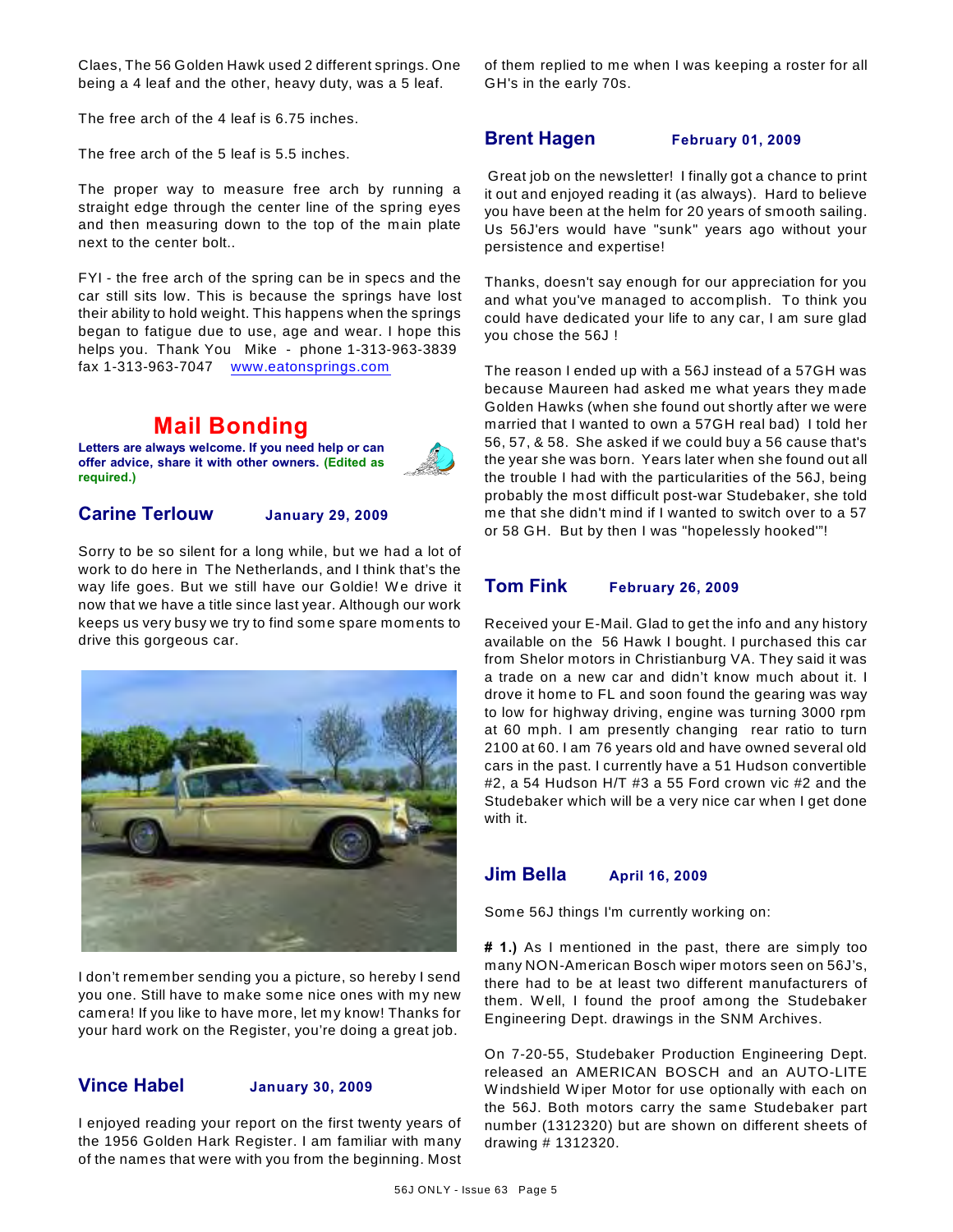Claes, The 56 Golden Hawk used 2 different springs. One being a 4 leaf and the other, heavy duty, was a 5 leaf.

The free arch of the 4 leaf is 6.75 inches.

The free arch of the 5 leaf is 5.5 inches.

The proper way to measure free arch by running a straight edge through the center line of the spring eyes and then measuring down to the top of the main plate next to the center bolt..

FYI - the free arch of the spring can be in specs and the car still sits low. This is because the springs have lost their ability to hold weight. This happens when the springs began to fatigue due to use, age and wear. I hope this helps you. Thank You Mike - phone 1-313-963-3839 fax 1-313-963-7047 www.eatonsprings.com

# Mail Bonding

**Letters are always welcome. If you need help or can offer advice, share it with other owners. (Edited as required.)**

## Carine Terlouw — January 29, 2009

Sorry to be so silent for a long while, but we had a lot of work to do here in The Netherlands, and I think that's the way life goes. But we still have our Goldie! We drive it now that we have a title since last year. Although our work keeps us very busy we try to find some spare moments to drive this gorgeous car.

I don't remember sending you a picture, so hereby I send you one. Still have to make some nice ones with my new camera! If you like to have more, let my know! Thanks for your hard work on the Register, you're doing a great job.

## Vince Habel — January 30, 2009

I enjoyed reading your report on the first twenty years of the 1956 Golden Hark Register. I am familiar with many of the names that were with you from the beginning. Most of them replied to me when I was keeping a roster for all GH's in the early 70s.

## Brent Hagen — February 01, 2009

Great job on the newsletter! I finally got a chance to print it out and enjoyed reading it (as always). Hard to believe you have been at the helm for 20 years of smooth sailing. Us 56J'ers would have "sunk" years ago without your persistence and expertise!

Thanks, doesn't say enough for our appreciation for you and what you've managed to accomplish. To think you could have dedicated your life to any car, I am sure glad you chose the 56J !

The reason I ended up with a 56J instead of a 57GH was because Maureen had asked me what years they made Golden Hawks (when she found out shortly after we were married that I wanted to own a 57GH real bad) I told her 56, 57, & 58. She asked if we could buy a 56 cause that's the year she was born. Years later when she found out all the trouble I had with the particularities of the 56J, being probably the most difficult post-war Studebaker, she told me that she didn't mind if I wanted to switch over to a 57 or 58 GH. But by then I was "hopelessly hooked"'!

## Tom Fink — February 26, 2009

Received your E-Mail. Glad to get the info and any history available on the 56 Hawk I bought. I purchased this car from Shelor motors in Christianburg VA. They said it was a trade on a new car and didn't know much about it. I drove it home to FL and soon found the gearing was way to low for highway driving, engine was turning 3000 rpm at 60 mph. I am presently changing rear ratio to turn 2100 at 60. I am 76 years old and have owned several old cars in the past. I currently have a 51 Hudson convertible #2, a 54 Hudson H/T #3 a 55 Ford crown vic #2 and the Studebaker which will be a very nice car when I get done with it.

## Jim Bella — April 16, 2009

Some 56J things I'm currently working on:

**# 1.)** As I mentioned in the past, there are simply too many NON-American Bosch wiper motors seen on 56J's, there had to be at least two different manufacturers of them. Well, I found the proof among the Studebaker Engineering Dept. drawings in the SNM Archives.

On 7-20-55, Studebaker Production Engineering Dept. released an AMERICAN BOSCH and an AUTO-LITE Windshield Wiper Motor for use optionally with each on the 56J. Both motors carry the same Studebaker part number (1312320) but are shown on different sheets of drawing # 1312320.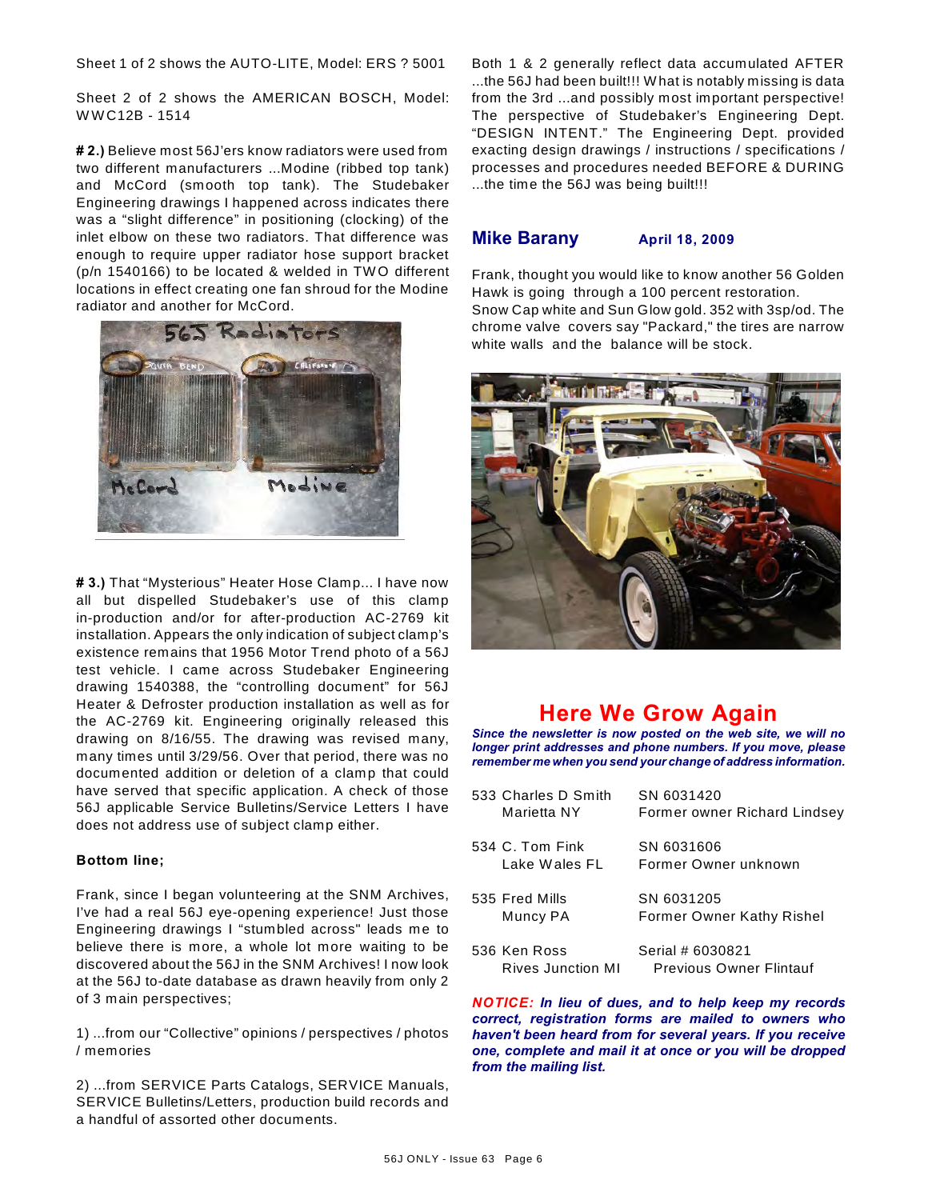Sheet 1 of 2 shows the AUTO-LITE, Model: ERS ? 5001

Sheet 2 of 2 shows the AMERICAN BOSCH, Model: WWC12B - 1514

**# 2.)** Believe most 56J'ers know radiators were used from two different manufacturers ...Modine (ribbed top tank) and McCord (smooth top tank). The Studebaker Engineering drawings I happened across indicates there was a "slight difference" in positioning (clocking) of the inlet elbow on these two radiators. That difference was enough to require upper radiator hose support bracket (p/n 1540166) to be located & welded in TWO different locations in effect creating one fan shroud for the Modine radiator and another for McCord.

**# 3.)** That "Mysterious" Heater Hose Clamp... I have now all but dispelled Studebaker's use of this clamp in-production and/or for after-production AC-2769 kit installation. Appears the only indication of subject clamp's existence remains that 1956 Motor Trend photo of a 56J test vehicle. I came across Studebaker Engineering drawing 1540388, the "controlling document" for 56J Heater & Defroster production installation as well as for the AC-2769 kit. Engineering originally released this drawing on 8/16/55. The drawing was revised many, many times until 3/29/56. Over that period, there was no documented addition or deletion of a clamp that could have served that specific application. A check of those 56J applicable Service Bulletins/Service Letters I have does not address use of subject clamp either.

**Bottom line;**

Frank, since I began volunteering at the SNM Archives, I've had a real 56J eye-opening experience! Just those Engineering drawings I "stumbled across" leads me to believe there is more, a whole lot more waiting to be discovered about the 56J in the SNM Archives! I now look at the 56J to-date database as drawn heavily from only 2 of 3 main perspectives;

1) ...from our "Collective" opinions / perspectives / photos / memories

2) ...from SERVICE Parts Catalogs, SERVICE Manuals, SERVICE Bulletins/Letters, production build records and a handful of assorted other documents.

Both 1 & 2 generally reflect data accumulated AFTER ...the 56J had been built!!! What is notably missing is data from the 3rd ...and possibly most important perspective! The perspective of Studebaker's Engineering Dept. "DESIGN INTENT." The Engineering Dept. provided exacting design drawings / instructions / specifications / processes and procedures needed BEFORE & DURING ...the time the 56J was being built!!!

## Mike Barany — April 18, 2009

Frank, thought you would like to know another 56 Golden Hawk is going through a 100 percent restoration. Snow Cap white and Sun Glow gold. 352 with 3sp/od. The chrome valve covers say "Packard," the tires are narrow white walls and the balance will be stock.

## Here We Grow Again

***Since the newsletter is now posted on the web site, we will no longer print addresses and phone numbers. If you move, please remember me when you send your change of address information.***

| | |
|---|---|
| 533 Charles D Smith<br>Marietta NY | SN 6031420<br>Former owner Richard Lindsey |
| 534 C. Tom Fink<br>Lake Wales FL | SN 6031606<br>Former Owner unknown |
| 535 Fred Mills<br>Muncy PA | SN 6031205<br>Former Owner Kathy Rishel |
| 536 Ken Ross<br>Rives Junction MI | Serial # 6030821<br>Previous Owner Flintauf |

***NOTICE: In lieu of dues, and to help keep my records correct, registration forms are mailed to owners who haven't been heard from for several years. If you receive one, complete and mail it at once or you will be dropped from the mailing list.***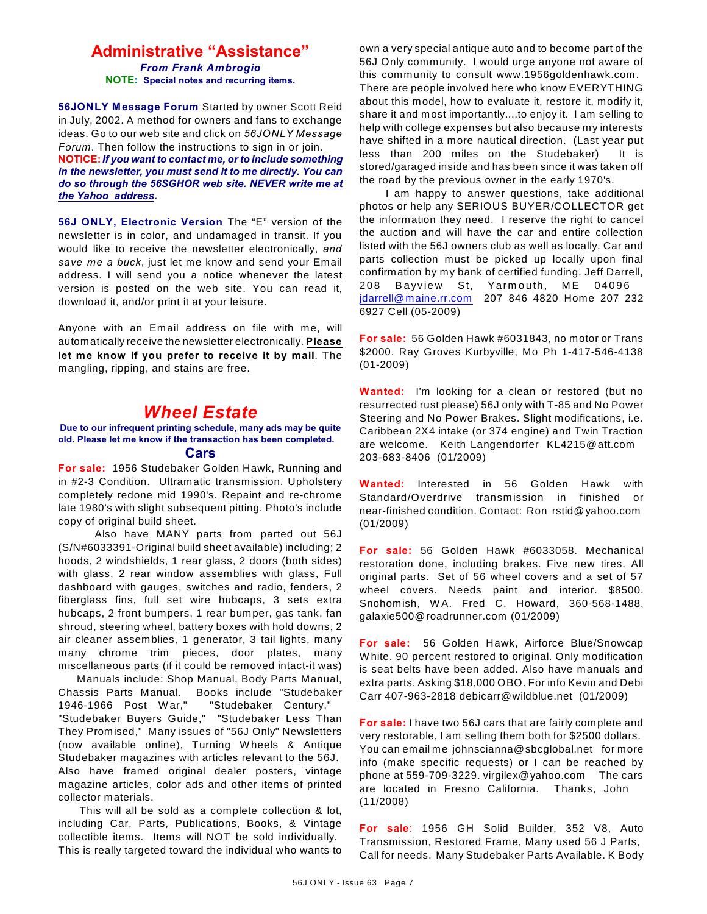## Administrative "Assistance"

***From Frank Ambrogio***

**NOTE: Special notes and recurring items.**

**56JONLY Message Forum** Started by owner Scott Reid in July, 2002. A method for owners and fans to exchange ideas. Go to our web site and click on *56JONLY Message Forum*. Then follow the instructions to sign in or join.

**NOTICE:** ***If you want to contact me, or to include something in the newsletter, you must send it to me directly. You can do so through the 56SGHOR web site. NEVER write me at the Yahoo address.***

**56J ONLY, Electronic Version** The "E" version of the newsletter is in color, and undamaged in transit. If you would like to receive the newsletter electronically, *and save me a buck*, just let me know and send your Email address. I will send you a notice whenever the latest version is posted on the web site. You can read it, download it, and/or print it at your leisure.

Anyone with an Email address on file with me, will automatically receive the newsletter electronically. **Please let me know if you prefer to receive it by mail**. The mangling, ripping, and stains are free.

## *Wheel Estate*

**Due to our infrequent printing schedule, many ads may be quite old. Please let me know if the transaction has been completed.**

### Cars

**For sale:** 1956 Studebaker Golden Hawk, Running and in #2-3 Condition. Ultramatic transmission. Upholstery completely redone mid 1990's. Repaint and re-chrome late 1980's with slight subsequent pitting. Photo's include copy of original build sheet.

Also have MANY parts from parted out 56J (S/N#6033391-Original build sheet available) including; 2 hoods, 2 windshields, 1 rear glass, 2 doors (both sides) with glass, 2 rear window assemblies with glass, Full dashboard with gauges, switches and radio, fenders, 2 fiberglass fins, full set wire hubcaps, 3 sets extra hubcaps, 2 front bumpers, 1 rear bumper, gas tank, fan shroud, steering wheel, battery boxes with hold downs, 2 air cleaner assemblies, 1 generator, 3 tail lights, many many chrome trim pieces, door plates, many miscellaneous parts (if it could be removed intact-it was)

Manuals include: Shop Manual, Body Parts Manual, Chassis Parts Manual. Books include "Studebaker 1946-1966 Post War," "Studebaker Century," "Studebaker Buyers Guide," "Studebaker Less Than They Promised," Many issues of "56J Only" Newsletters (now available online), Turning Wheels & Antique Studebaker magazines with articles relevant to the 56J. Also have framed original dealer posters, vintage magazine articles, color ads and other items of printed collector materials.

This will all be sold as a complete collection & lot, including Car, Parts, Publications, Books, & Vintage collectible items. Items will NOT be sold individually. This is really targeted toward the individual who wants to own a very special antique auto and to become part of the 56J Only community. I would urge anyone not aware of this community to consult www.1956goldenhawk.com. There are people involved here who know EVERYTHING about this model, how to evaluate it, restore it, modify it, share it and most importantly....to enjoy it. I am selling to help with college expenses but also because my interests have shifted in a more nautical direction. (Last year put less than 200 miles on the Studebaker) It is stored/garaged inside and has been since it was taken off the road by the previous owner in the early 1970's.

I am happy to answer questions, take additional photos or help any SERIOUS BUYER/COLLECTOR get the information they need. I reserve the right to cancel the auction and will have the car and entire collection listed with the 56J owners club as well as locally. Car and parts collection must be picked up locally upon final confirmation by my bank of certified funding. Jeff Darrell, 208 Bayview St, Yarmouth, ME 04096 jdarrell@maine.rr.com 207 846 4820 Home 207 232 6927 Cell (05-2009)

**For sale:** 56 Golden Hawk #6031843, no motor or Trans $2000. Ray Groves Kurbyville, Mo Ph 1-417-546-4138 (01-2009)

**Wanted:** I'm looking for a clean or restored (but no resurrected rust please) 56J only with T-85 and No Power Steering and No Power Brakes. Slight modifications, i.e. Caribbean 2X4 intake (or 374 engine) and Twin Traction are welcome. Keith Langendorfer KL4215@att.com 203-683-8406 (01/2009)

**Wanted:** Interested in 56 Golden Hawk with Standard/Overdrive transmission in finished or near-finished condition. Contact: Ron rstid@yahoo.com (01/2009)

**For sale:** 56 Golden Hawk #6033058. Mechanical restoration done, including brakes. Five new tires. All original parts. Set of 56 wheel covers and a set of 57 wheel covers. Needs paint and interior. $8500. Snohomish, WA. Fred C. Howard, 360-568-1488, galaxie500@roadrunner.com (01/2009)

**For sale:** 56 Golden Hawk, Airforce Blue/Snowcap White. 90 percent restored to original. Only modification is seat belts have been added. Also have manuals and extra parts. Asking $18,000 OBO. For info Kevin and Debi Carr 407-963-2818 debicarr@wildblue.net (01/2009)

**For sale:** I have two 56J cars that are fairly complete and very restorable, I am selling them both for $2500 dollars. You can email me johnscianna@sbcglobal.net for more info (make specific requests) or I can be reached by phone at 559-709-3229. virgilex@yahoo.com The cars are located in Fresno California. Thanks, John (11/2008)

**For sale**: 1956 GH Solid Builder, 352 V8, Auto Transmission, Restored Frame, Many used 56 J Parts, Call for needs. Many Studebaker Parts Available. K Body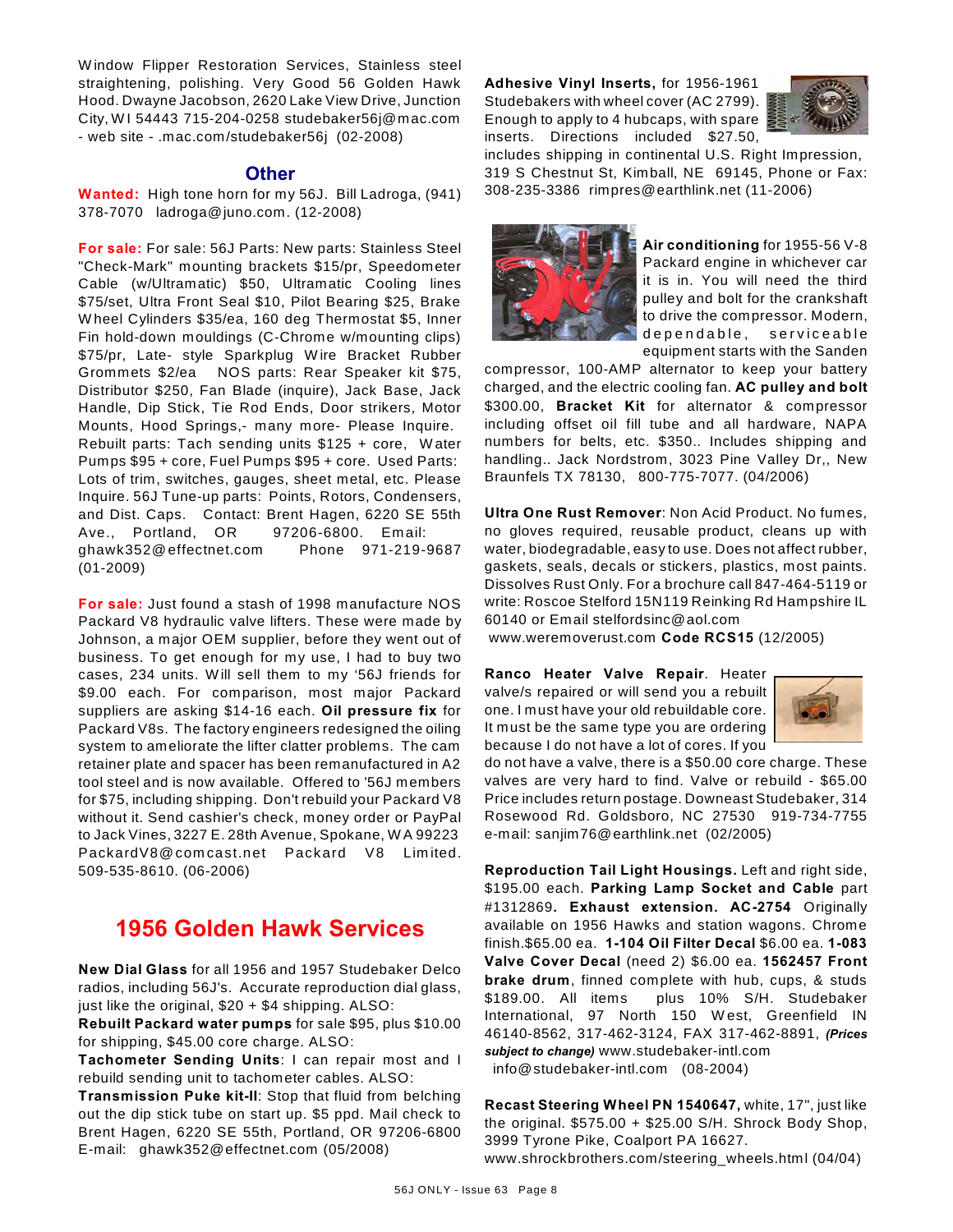Window Flipper Restoration Services, Stainless steel straightening, polishing. Very Good 56 Golden Hawk Hood. Dwayne Jacobson, 2620 Lake View Drive, Junction City, WI 54443 715-204-0258 studebaker56j@mac.com - web site - .mac.com/studebaker56j (02-2008)

## Other

**Wanted:** High tone horn for my 56J. Bill Ladroga, (941) 378-7070 ladroga@juno.com. (12-2008)

**For sale:** For sale: 56J Parts: New parts: Stainless Steel "Check-Mark" mounting brackets $15/pr, Speedometer Cable (w/Ultramatic) $50, Ultramatic Cooling lines $75/set, Ultra Front Seal $10, Pilot Bearing $25, Brake Wheel Cylinders $35/ea, 160 deg Thermostat $5, Inner Fin hold-down mouldings (C-Chrome w/mounting clips) $75/pr, Late- style Sparkplug Wire Bracket Rubber Grommets $2/ea NOS parts: Rear Speaker kit $75, Distributor $250, Fan Blade (inquire), Jack Base, Jack Handle, Dip Stick, Tie Rod Ends, Door strikers, Motor Mounts, Hood Springs,- many more- Please Inquire. Rebuilt parts: Tach sending units $125 + core, Water Pumps $95 + core, Fuel Pumps $95 + core. Used Parts: Lots of trim, switches, gauges, sheet metal, etc. Please Inquire. 56J Tune-up parts: Points, Rotors, Condensers, and Dist. Caps. Contact: Brent Hagen, 6220 SE 55th Ave., Portland, OR 97206-6800. Email: ghawk352@effectnet.com Phone 971-219-9687 (01-2009)

**For sale:** Just found a stash of 1998 manufacture NOS Packard V8 hydraulic valve lifters. These were made by Johnson, a major OEM supplier, before they went out of business. To get enough for my use, I had to buy two cases, 234 units. Will sell them to my '56J friends for $9.00 each. For comparison, most major Packard suppliers are asking $14-16 each. **Oil pressure fix** for Packard V8s. The factory engineers redesigned the oiling system to ameliorate the lifter clatter problems. The cam retainer plate and spacer has been remanufactured in A2 tool steel and is now available. Offered to '56J members for $75, including shipping. Don't rebuild your Packard V8 without it. Send cashier's check, money order or PayPal to Jack Vines, 3227 E. 28th Avenue, Spokane, WA 99223 PackardV8@comcast.net Packard V8 Limited. 509-535-8610. (06-2006)

## 1956 Golden Hawk Services

**New Dial Glass** for all 1956 and 1957 Studebaker Delco radios, including 56J's. Accurate reproduction dial glass, just like the original, $20 + $4 shipping. ALSO:
**Rebuilt Packard water pumps** for sale $95, plus $10.00 for shipping, $45.00 core charge. ALSO:
**Tachometer Sending Units**: I can repair most and I rebuild sending unit to tachometer cables. ALSO:
**Transmission Puke kit-II**: Stop that fluid from belching out the dip stick tube on start up. $5 ppd. Mail check to Brent Hagen, 6220 SE 55th, Portland, OR 97206-6800 E-mail: ghawk352@effectnet.com (05/2008)

**Adhesive Vinyl Inserts,** for 1956-1961 Studebakers with wheel cover (AC 2799). Enough to apply to 4 hubcaps, with spare inserts. Directions included $27.50, includes shipping in continental U.S. Right Impression, 319 S Chestnut St, Kimball, NE 69145, Phone or Fax: 308-235-3386 rimpres@earthlink.net (11-2006)

**Air conditioning** for 1955-56 V-8 Packard engine in whichever car it is in. You will need the third pulley and bolt for the crankshaft to drive the compressor. Modern, dependable, serviceable equipment starts with the Sanden compressor, 100-AMP alternator to keep your battery charged, and the electric cooling fan. **AC pulley and bolt** $300.00, **Bracket Kit** for alternator & compressor including offset oil fill tube and all hardware, NAPA numbers for belts, etc. $350.. Includes shipping and handling.. Jack Nordstrom, 3023 Pine Valley Dr,, New Braunfels TX 78130, 800-775-7077. (04/2006)

**Ultra One Rust Remover**: Non Acid Product. No fumes, no gloves required, reusable product, cleans up with water, biodegradable, easy to use. Does not affect rubber, gaskets, seals, decals or stickers, plastics, most paints. Dissolves Rust Only. For a brochure call 847-464-5119 or write: Roscoe Stelford 15N119 Reinking Rd Hampshire IL 60140 or Email stelfordsinc@aol.com www.weremoverust.com **Code RCS15** (12/2005)

**Ranco Heater Valve Repair**. Heater valve/s repaired or will send you a rebuilt one. I must have your old rebuildable core. It must be the same type you are ordering because I do not have a lot of cores. If you do not have a valve, there is a $50.00 core charge. These valves are very hard to find. Valve or rebuild - $65.00 Price includes return postage. Downeast Studebaker, 314 Rosewood Rd. Goldsboro, NC 27530 919-734-7755 e-mail: sanjim76@earthlink.net (02/2005)

**Reproduction Tail Light Housings.** Left and right side, $195.00 each. **Parking Lamp Socket and Cable** part #1312869**. Exhaust extension. AC-2754** Originally available on 1956 Hawks and station wagons. Chrome finish.$65.00 ea. **1-104 Oil Filter Decal** $6.00 ea. **1-083 Valve Cover Decal** (need 2) $6.00 ea. **1562457 Front brake drum**, finned complete with hub, cups, & studs $189.00. All items plus 10% S/H. Studebaker International, 97 North 150 West, Greenfield IN 46140-8562, 317-462-3124, FAX 317-462-8891, ***(Prices subject to change)*** www.studebaker-intl.com info@studebaker-intl.com (08-2004)

**Recast Steering Wheel PN 1540647,** white, 17", just like the original. $575.00 + $25.00 S/H. Shrock Body Shop, 3999 Tyrone Pike, Coalport PA 16627. www.shrockbrothers.com/steering_wheels.html (04/04)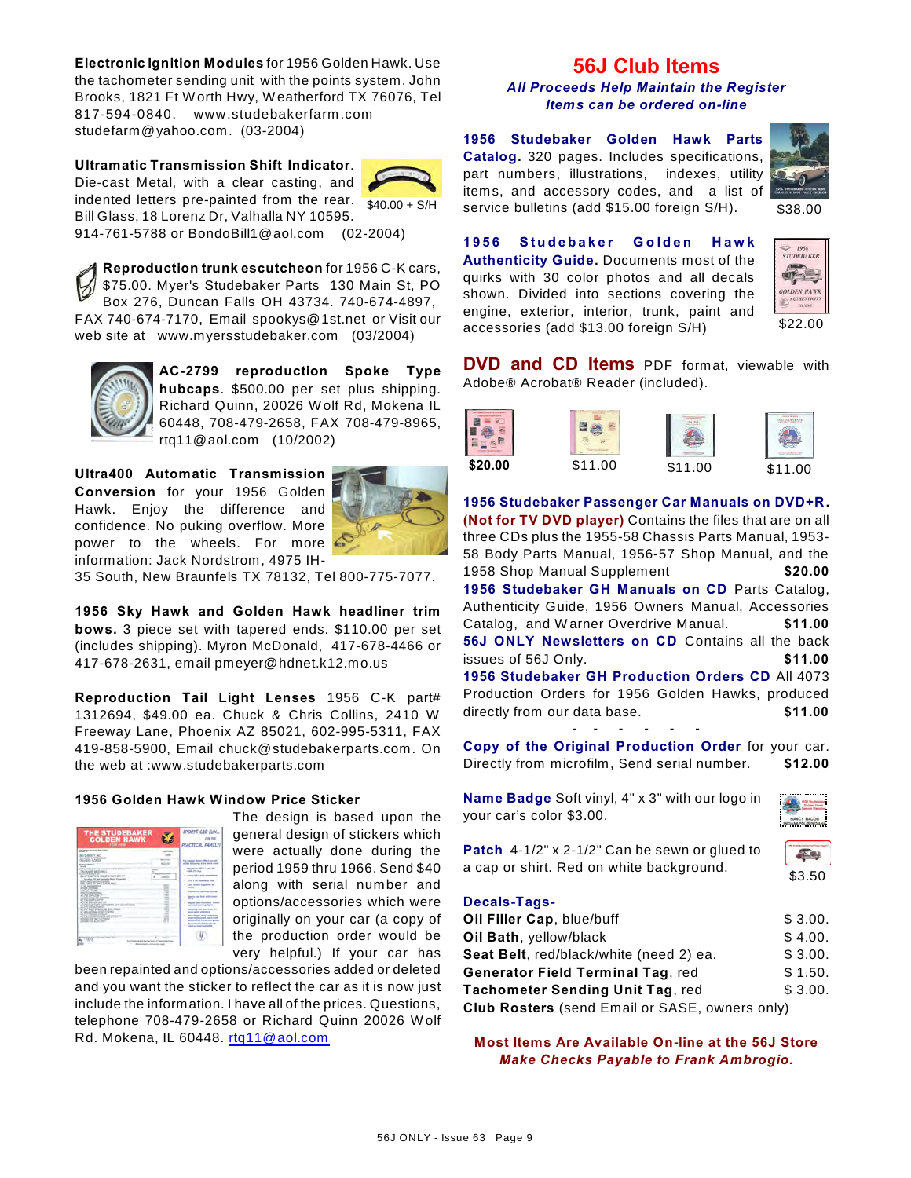**Electronic Ignition Modules** for 1956 Golden Hawk. Use the tachometer sending unit with the points system. John Brooks, 1821 Ft Worth Hwy, Weatherford TX 76076, Tel 817-594-0840. www.studebakerfarm.com studefarm@yahoo.com. (03-2004)

**Ultramatic Transmission Shift Indicator**. Die-cast Metal, with a clear casting, and indented letters pre-painted from the rear. Bill Glass, 18 Lorenz Dr, Valhalla NY 10595. 914-761-5788 or BondoBill1@aol.com (02-2004)

$40.00 + S/H

**Reproduction trunk escutcheon** for 1956 C-K cars, $75.00. Myer's Studebaker Parts 130 Main St, PO Box 276, Duncan Falls OH 43734. 740-674-4897, FAX 740-674-7170, Email spookys@1st.net or Visit our web site at www.myersstudebaker.com (03/2004)

**AC-2799 reproduction Spoke Type hubcaps**. $500.00 per set plus shipping. Richard Quinn, 20026 Wolf Rd, Mokena IL 60448, 708-479-2658, FAX 708-479-8965, rtq11@aol.com (10/2002)

**Ultra400 Automatic Transmission Conversion** for your 1956 Golden Hawk. Enjoy the difference and confidence. No puking overflow. More power to the wheels. For more information: Jack Nordstrom, 4975 IH-35 South, New Braunfels TX 78132, Tel 800-775-7077.

**1956 Sky Hawk and Golden Hawk headliner trim bows.** 3 piece set with tapered ends. $110.00 per set (includes shipping). Myron McDonald, 417-678-4466 or 417-678-2631, email pmeyer@hdnet.k12.mo.us

**Reproduction Tail Light Lenses** 1956 C-K part# 1312694, $49.00 ea. Chuck & Chris Collins, 2410 W Freeway Lane, Phoenix AZ 85021, 602-995-5311, FAX 419-858-5900, Email chuck@studebakerparts.com. On the web at :www.studebakerparts.com

**1956 Golden Hawk Window Price Sticker**

The design is based upon the general design of stickers which were actually done during the period 1959 thru 1966. Send $40 along with serial number and options/accessories which were originally on your car (a copy of the production order would be very helpful.) If your car has been repainted and options/accessories added or deleted and you want the sticker to reflect the car as it is now just include the information. I have all of the prices. Questions, telephone 708-479-2658 or Richard Quinn 20026 Wolf Rd. Mokena, IL 60448. rtq11@aol.com

## 56J Club Items

*All Proceeds Help Maintain the Register*
*Items can be ordered on-line*

**1956 Studebaker Golden Hawk Parts Catalog.** 320 pages. Includes specifications, part numbers, illustrations, indexes, utility items, and accessory codes, and a list of service bulletins (add $15.00 foreign S/H). $38.00

**1956 Studebaker Golden Hawk Authenticity Guide.** Documents most of the quirks with 30 color photos and all decals shown. Divided into sections covering the engine, exterior, interior, trunk, paint and accessories (add $13.00 foreign S/H) $22.00

**DVD and CD Items** PDF format, viewable with Adobe® Acrobat® Reader (included).

**$20.00** $11.00 $11.00 $11.00

**1956 Studebaker Passenger Car Manuals on DVD+R. (Not for TV DVD player)** Contains the files that are on all three CDs plus the 1955-58 Chassis Parts Manual, 1953-58 Body Parts Manual, 1956-57 Shop Manual, and the 1958 Shop Manual Supplement **$20.00**

**1956 Studebaker GH Manuals on CD** Parts Catalog, Authenticity Guide, 1956 Owners Manual, Accessories Catalog, and Warner Overdrive Manual. **$11.00**

**56J ONLY Newsletters on CD** Contains all the back issues of 56J Only. **$11.00**

**1956 Studebaker GH Production Orders CD** All 4073 Production Orders for 1956 Golden Hawks, produced directly from our data base. **$11.00**

\- - - - - -

**Copy of the Original Production Order** for your car. Directly from microfilm, Send serial number. **$12.00**

**Name Badge** Soft vinyl, 4" x 3" with our logo in your car's color $3.00.

**Patch** 4-1/2" x 2-1/2" Can be sewn or glued to a cap or shirt. Red on white background. $3.50

**Decals-Tags-**

| | |
|---|---|
| **Oil Filler Cap**, blue/buff | $ 3.00. |
| **Oil Bath**, yellow/black | $ 4.00. |
| **Seat Belt**, red/black/white (need 2) ea. | $ 3.00. |
| **Generator Field Terminal Tag**, red | $ 1.50. |
| **Tachometer Sending Unit Tag**, red | $ 3.00. |

**Club Rosters** (send Email or SASE, owners only)

**Most Items Are Available On-line at the 56J Store**
***Make Checks Payable to Frank Ambrogio.***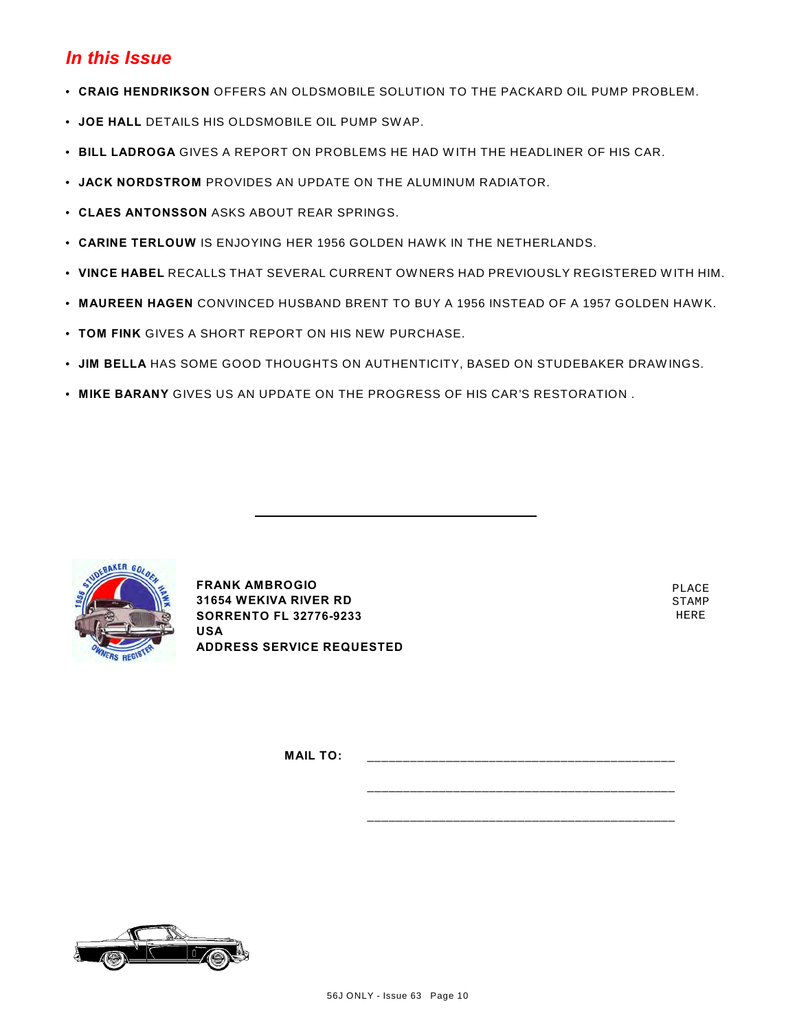## *In this Issue*

- **CRAIG HENDRIKSON** OFFERS AN OLDSMOBILE SOLUTION TO THE PACKARD OIL PUMP PROBLEM.
- **JOE HALL** DETAILS HIS OLDSMOBILE OIL PUMP SWAP.
- **BILL LADROGA** GIVES A REPORT ON PROBLEMS HE HAD WITH THE HEADLINER OF HIS CAR.
- **JACK NORDSTROM** PROVIDES AN UPDATE ON THE ALUMINUM RADIATOR.
- **CLAES ANTONSSON** ASKS ABOUT REAR SPRINGS.
- **CARINE TERLOUW** IS ENJOYING HER 1956 GOLDEN HAWK IN THE NETHERLANDS.
- **VINCE HABEL** RECALLS THAT SEVERAL CURRENT OWNERS HAD PREVIOUSLY REGISTERED WITH HIM.
- **MAUREEN HAGEN** CONVINCED HUSBAND BRENT TO BUY A 1956 INSTEAD OF A 1957 GOLDEN HAWK.
- **TOM FINK** GIVES A SHORT REPORT ON HIS NEW PURCHASE.
- **JIM BELLA** HAS SOME GOOD THOUGHTS ON AUTHENTICITY, BASED ON STUDEBAKER DRAWINGS.
- **MIKE BARANY** GIVES US AN UPDATE ON THE PROGRESS OF HIS CAR'S RESTORATION .

---

**FRANK AMBROGIO**
**31654 WEKIVA RIVER RD**
**SORRENTO FL 32776-9233**
**USA**
**ADDRESS SERVICE REQUESTED**

PLACE
STAMP
HERE

**MAIL TO:** ______________________________________

______________________________________

______________________________________